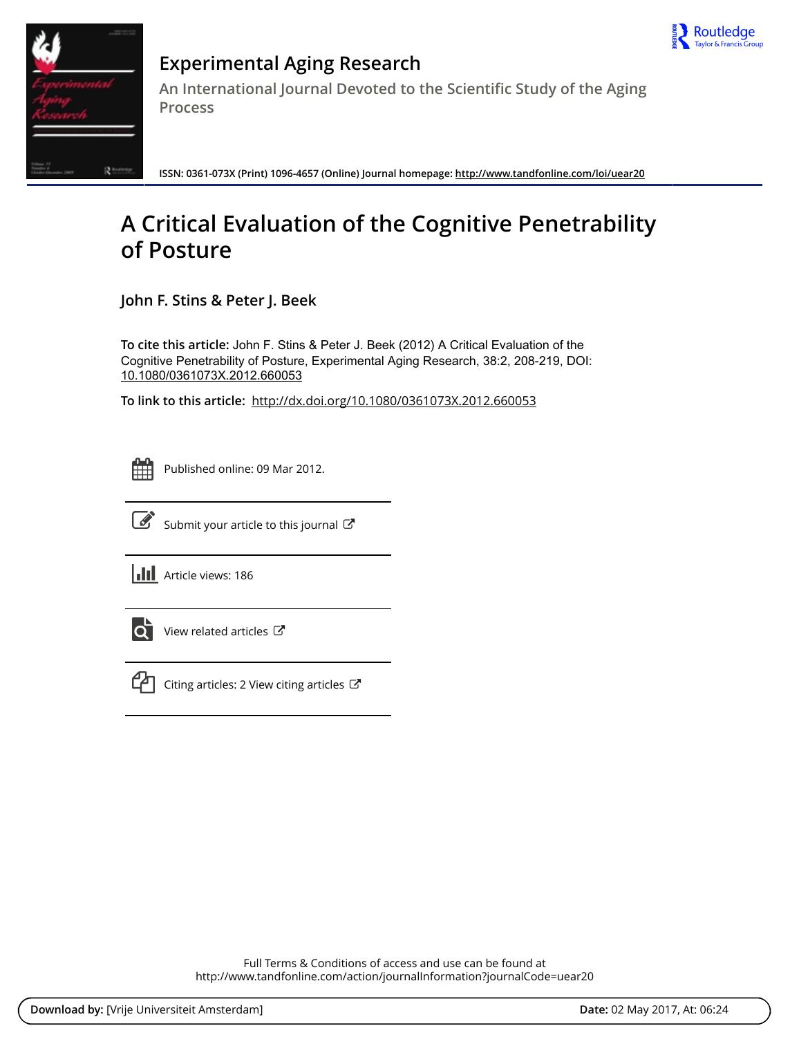# Experimental Aging Research

An International Journal Devoted to the Scientific Study of the Aging Process

ISSN: 0361-073X (Print) 1096-4657 (Online) Journal homepage: http://www.tandfonline.com/loi/uear20

# A Critical Evaluation of the Cognitive Penetrability of Posture

**John F. Stins & Peter J. Beek**

**To cite this article:** John F. Stins & Peter J. Beek (2012) A Critical Evaluation of the Cognitive Penetrability of Posture, Experimental Aging Research, 38:2, 208-219, DOI: 10.1080/0361073X.2012.660053

**To link to this article:** http://dx.doi.org/10.1080/0361073X.2012.660053

Published online: 09 Mar 2012.

Submit your article to this journal

Article views: 186

View related articles

Citing articles: 2 View citing articles

Full Terms & Conditions of access and use can be found at
http://www.tandfonline.com/action/journalInformation?journalCode=uear20

**Download by:** [Vrije Universiteit Amsterdam] **Date:** 02 May 2017, At: 06:24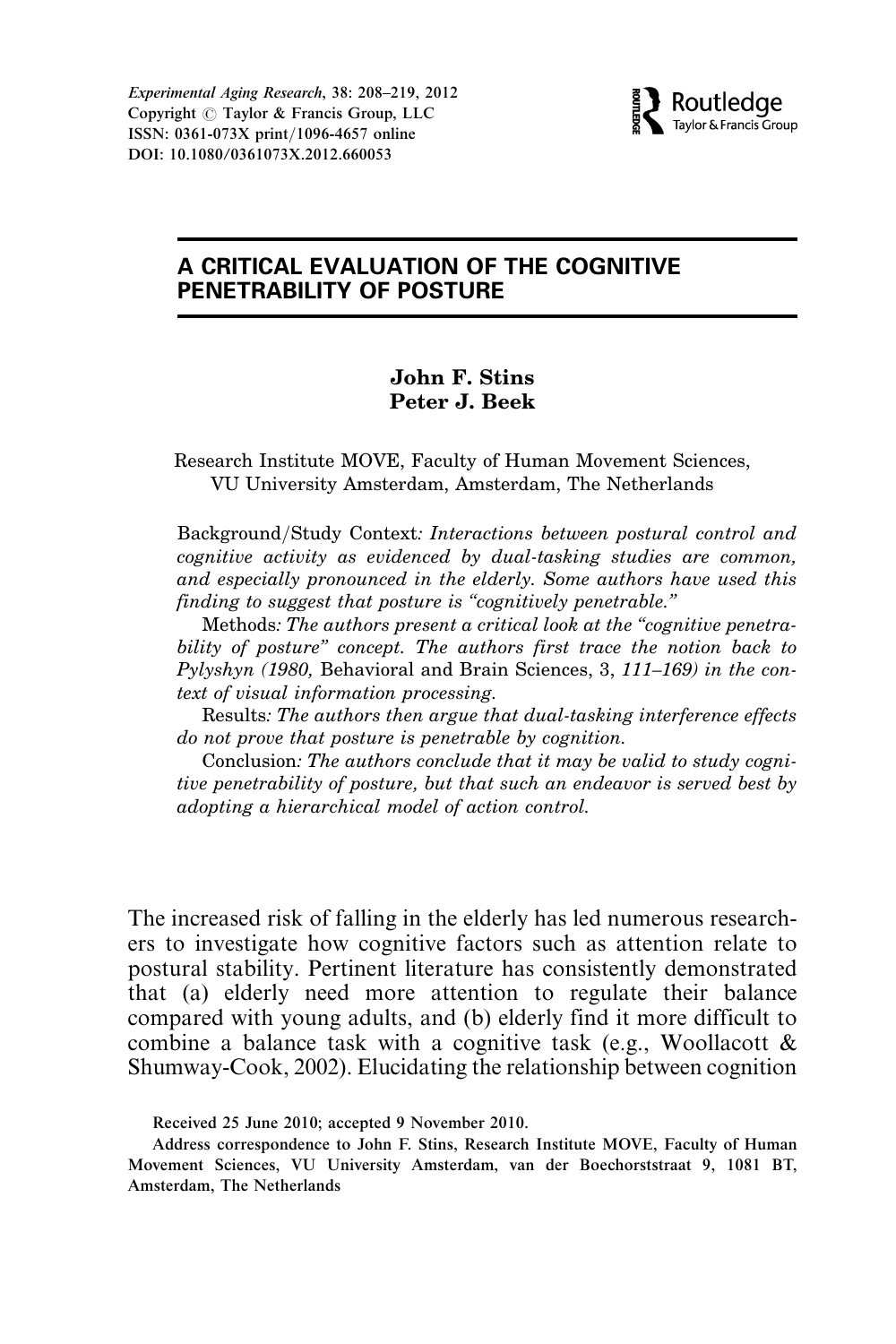# A CRITICAL EVALUATION OF THE COGNITIVE PENETRABILITY OF POSTURE

**John F. Stins**
**Peter J. Beek**

Research Institute MOVE, Faculty of Human Movement Sciences, VU University Amsterdam, Amsterdam, The Netherlands

Background/Study Context: *Interactions between postural control and cognitive activity as evidenced by dual-tasking studies are common, and especially pronounced in the elderly. Some authors have used this finding to suggest that posture is "cognitively penetrable."*

Methods: *The authors present a critical look at the "cognitive penetrability of posture" concept. The authors first trace the notion back to Pylyshyn (1980,* Behavioral and Brain Sciences, 3, *111–169) in the context of visual information processing.*

Results: *The authors then argue that dual-tasking interference effects do not prove that posture is penetrable by cognition.*

Conclusion: *The authors conclude that it may be valid to study cognitive penetrability of posture, but that such an endeavor is served best by adopting a hierarchical model of action control.*

The increased risk of falling in the elderly has led numerous researchers to investigate how cognitive factors such as attention relate to postural stability. Pertinent literature has consistently demonstrated that (a) elderly need more attention to regulate their balance compared with young adults, and (b) elderly find it more difficult to combine a balance task with a cognitive task (e.g., Woollacott & Shumway-Cook, 2002). Elucidating the relationship between cognition

Received 25 June 2010; accepted 9 November 2010.

Address correspondence to John F. Stins, Research Institute MOVE, Faculty of Human Movement Sciences, VU University Amsterdam, van der Boechorststraat 9, 1081 BT, Amsterdam, The Netherlands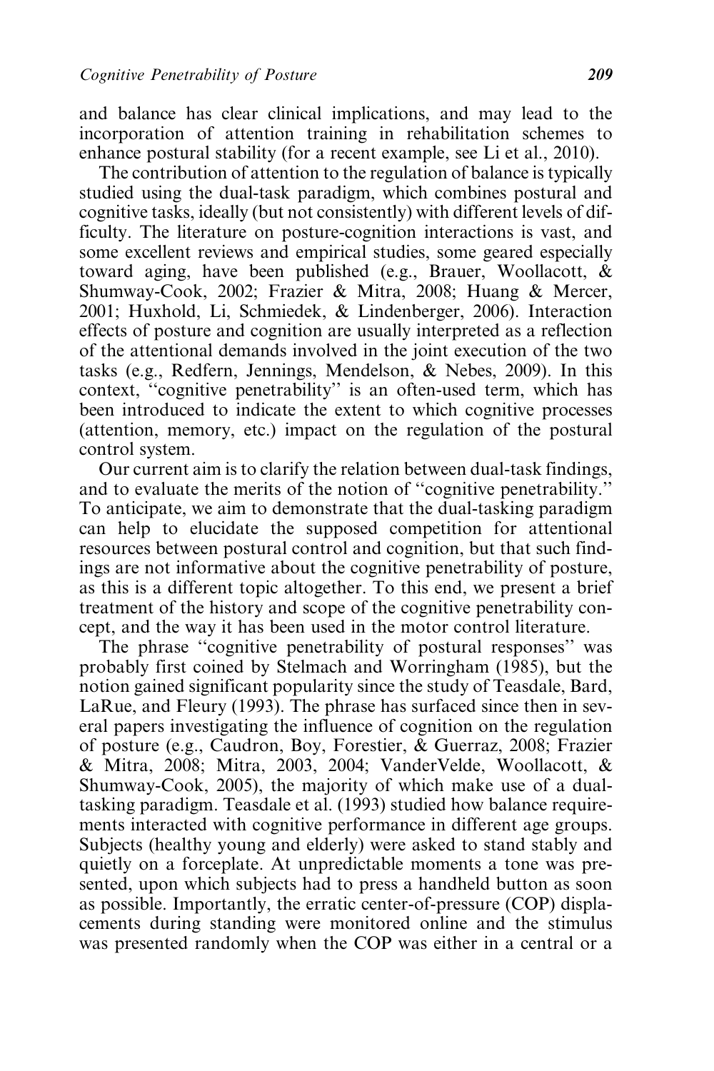and balance has clear clinical implications, and may lead to the incorporation of attention training in rehabilitation schemes to enhance postural stability (for a recent example, see Li et al., 2010).

The contribution of attention to the regulation of balance is typically studied using the dual-task paradigm, which combines postural and cognitive tasks, ideally (but not consistently) with different levels of difficulty. The literature on posture-cognition interactions is vast, and some excellent reviews and empirical studies, some geared especially toward aging, have been published (e.g., Brauer, Woollacott, & Shumway-Cook, 2002; Frazier & Mitra, 2008; Huang & Mercer, 2001; Huxhold, Li, Schmiedek, & Lindenberger, 2006). Interaction effects of posture and cognition are usually interpreted as a reflection of the attentional demands involved in the joint execution of the two tasks (e.g., Redfern, Jennings, Mendelson, & Nebes, 2009). In this context, "cognitive penetrability" is an often-used term, which has been introduced to indicate the extent to which cognitive processes (attention, memory, etc.) impact on the regulation of the postural control system.

Our current aim is to clarify the relation between dual-task findings, and to evaluate the merits of the notion of "cognitive penetrability." To anticipate, we aim to demonstrate that the dual-tasking paradigm can help to elucidate the supposed competition for attentional resources between postural control and cognition, but that such findings are not informative about the cognitive penetrability of posture, as this is a different topic altogether. To this end, we present a brief treatment of the history and scope of the cognitive penetrability concept, and the way it has been used in the motor control literature.

The phrase "cognitive penetrability of postural responses" was probably first coined by Stelmach and Worringham (1985), but the notion gained significant popularity since the study of Teasdale, Bard, LaRue, and Fleury (1993). The phrase has surfaced since then in several papers investigating the influence of cognition on the regulation of posture (e.g., Caudron, Boy, Forestier, & Guerraz, 2008; Frazier & Mitra, 2008; Mitra, 2003, 2004; VanderVelde, Woollacott, & Shumway-Cook, 2005), the majority of which make use of a dual-tasking paradigm. Teasdale et al. (1993) studied how balance requirements interacted with cognitive performance in different age groups. Subjects (healthy young and elderly) were asked to stand stably and quietly on a forceplate. At unpredictable moments a tone was presented, upon which subjects had to press a handheld button as soon as possible. Importantly, the erratic center-of-pressure (COP) displacements during standing were monitored online and the stimulus was presented randomly when the COP was either in a central or a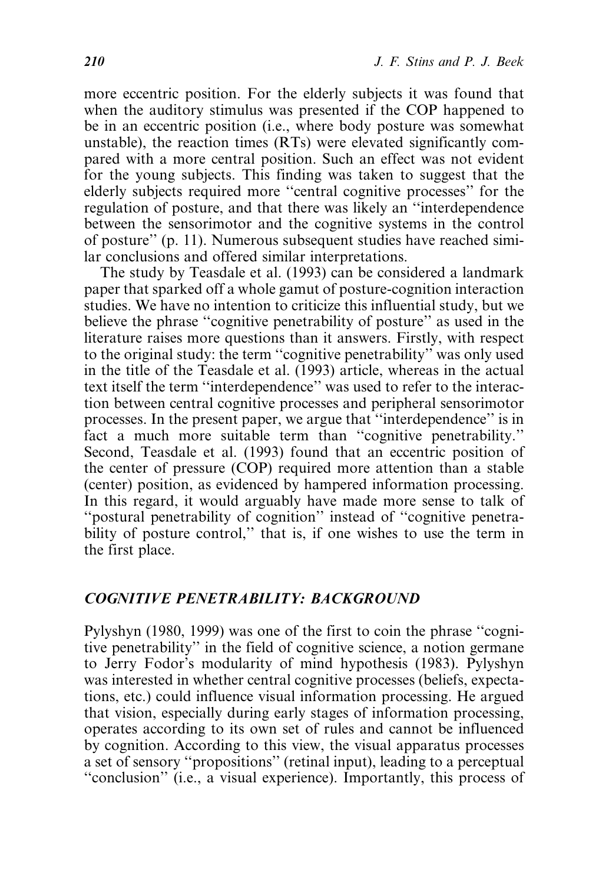more eccentric position. For the elderly subjects it was found that when the auditory stimulus was presented if the COP happened to be in an eccentric position (i.e., where body posture was somewhat unstable), the reaction times (RTs) were elevated significantly compared with a more central position. Such an effect was not evident for the young subjects. This finding was taken to suggest that the elderly subjects required more ''central cognitive processes'' for the regulation of posture, and that there was likely an ''interdependence between the sensorimotor and the cognitive systems in the control of posture'' (p. 11). Numerous subsequent studies have reached similar conclusions and offered similar interpretations.

The study by Teasdale et al. (1993) can be considered a landmark paper that sparked off a whole gamut of posture-cognition interaction studies. We have no intention to criticize this influential study, but we believe the phrase ''cognitive penetrability of posture'' as used in the literature raises more questions than it answers. Firstly, with respect to the original study: the term ''cognitive penetrability'' was only used in the title of the Teasdale et al. (1993) article, whereas in the actual text itself the term ''interdependence'' was used to refer to the interaction between central cognitive processes and peripheral sensorimotor processes. In the present paper, we argue that ''interdependence'' is in fact a much more suitable term than ''cognitive penetrability.'' Second, Teasdale et al. (1993) found that an eccentric position of the center of pressure (COP) required more attention than a stable (center) position, as evidenced by hampered information processing. In this regard, it would arguably have made more sense to talk of ''postural penetrability of cognition'' instead of ''cognitive penetrability of posture control,'' that is, if one wishes to use the term in the first place.

## *COGNITIVE PENETRABILITY: BACKGROUND*

Pylyshyn (1980, 1999) was one of the first to coin the phrase ''cognitive penetrability'' in the field of cognitive science, a notion germane to Jerry Fodor's modularity of mind hypothesis (1983). Pylyshyn was interested in whether central cognitive processes (beliefs, expectations, etc.) could influence visual information processing. He argued that vision, especially during early stages of information processing, operates according to its own set of rules and cannot be influenced by cognition. According to this view, the visual apparatus processes a set of sensory ''propositions'' (retinal input), leading to a perceptual ''conclusion'' (i.e., a visual experience). Importantly, this process of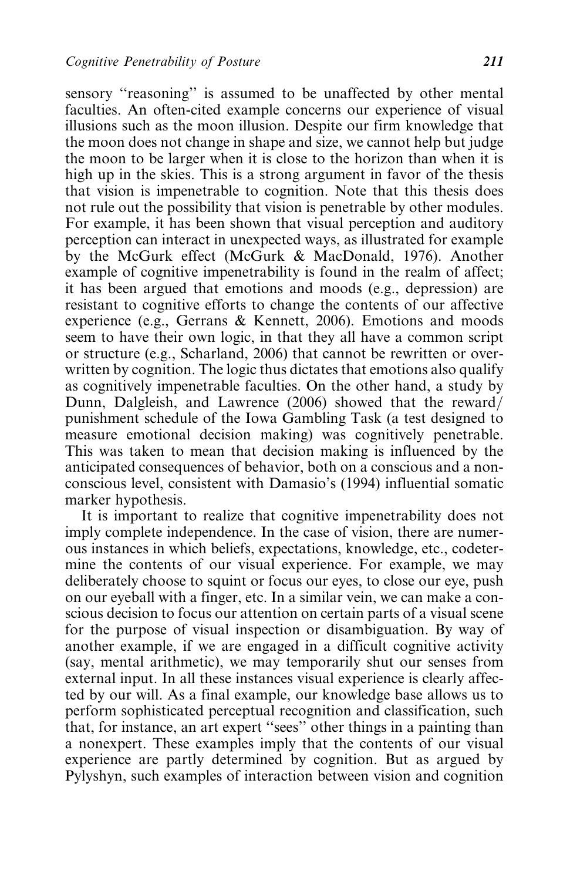sensory ''reasoning'' is assumed to be unaffected by other mental faculties. An often-cited example concerns our experience of visual illusions such as the moon illusion. Despite our firm knowledge that the moon does not change in shape and size, we cannot help but judge the moon to be larger when it is close to the horizon than when it is high up in the skies. This is a strong argument in favor of the thesis that vision is impenetrable to cognition. Note that this thesis does not rule out the possibility that vision is penetrable by other modules. For example, it has been shown that visual perception and auditory perception can interact in unexpected ways, as illustrated for example by the McGurk effect (McGurk & MacDonald, 1976). Another example of cognitive impenetrability is found in the realm of affect; it has been argued that emotions and moods (e.g., depression) are resistant to cognitive efforts to change the contents of our affective experience (e.g., Gerrans & Kennett, 2006). Emotions and moods seem to have their own logic, in that they all have a common script or structure (e.g., Scharland, 2006) that cannot be rewritten or overwritten by cognition. The logic thus dictates that emotions also qualify as cognitively impenetrable faculties. On the other hand, a study by Dunn, Dalgleish, and Lawrence (2006) showed that the reward/punishment schedule of the Iowa Gambling Task (a test designed to measure emotional decision making) was cognitively penetrable. This was taken to mean that decision making is influenced by the anticipated consequences of behavior, both on a conscious and a nonconscious level, consistent with Damasio's (1994) influential somatic marker hypothesis.

It is important to realize that cognitive impenetrability does not imply complete independence. In the case of vision, there are numerous instances in which beliefs, expectations, knowledge, etc., codetermine the contents of our visual experience. For example, we may deliberately choose to squint or focus our eyes, to close our eye, push on our eyeball with a finger, etc. In a similar vein, we can make a conscious decision to focus our attention on certain parts of a visual scene for the purpose of visual inspection or disambiguation. By way of another example, if we are engaged in a difficult cognitive activity (say, mental arithmetic), we may temporarily shut our senses from external input. In all these instances visual experience is clearly affected by our will. As a final example, our knowledge base allows us to perform sophisticated perceptual recognition and classification, such that, for instance, an art expert ''sees'' other things in a painting than a nonexpert. These examples imply that the contents of our visual experience are partly determined by cognition. But as argued by Pylyshyn, such examples of interaction between vision and cognition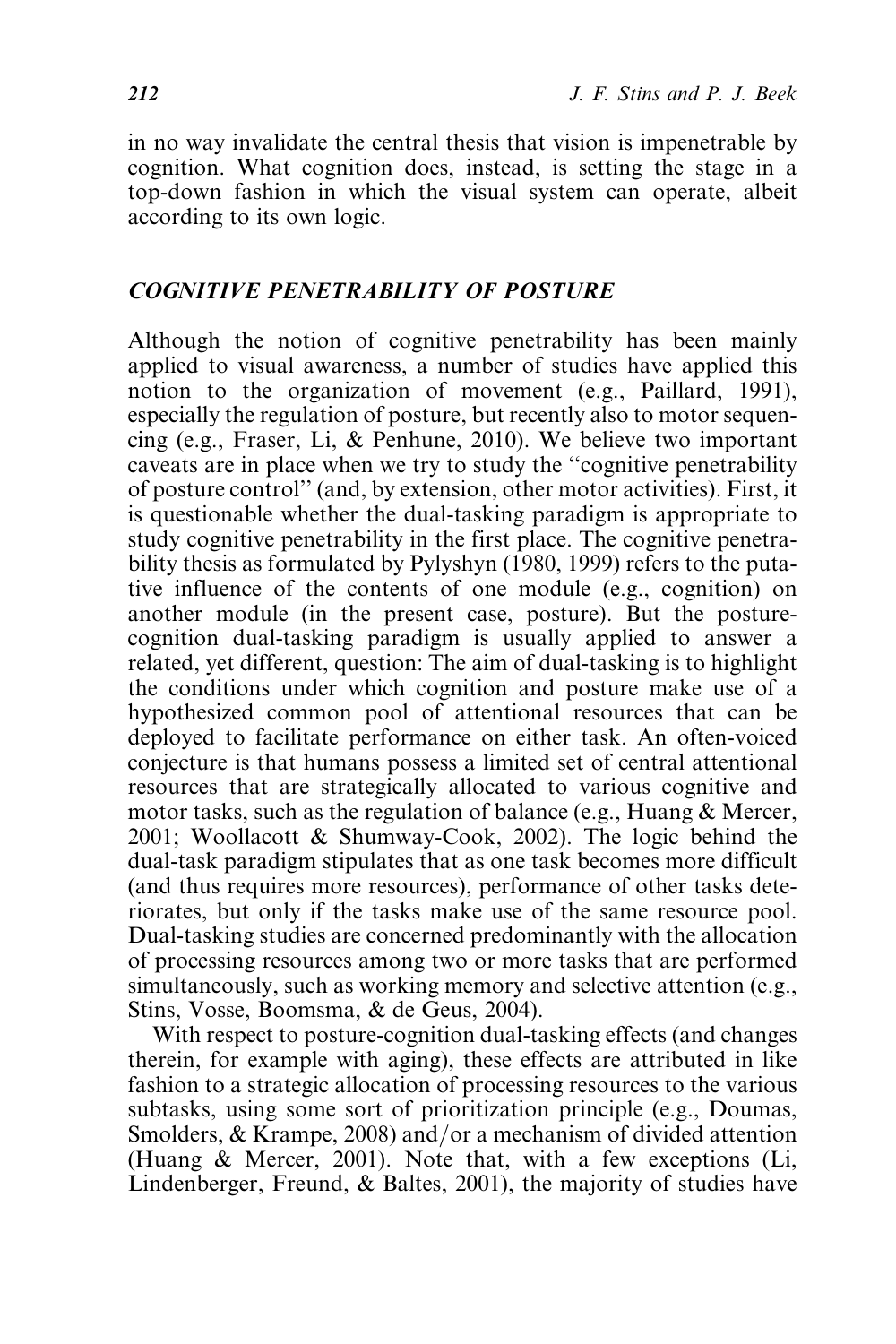in no way invalidate the central thesis that vision is impenetrable by cognition. What cognition does, instead, is setting the stage in a top-down fashion in which the visual system can operate, albeit according to its own logic.

## *COGNITIVE PENETRABILITY OF POSTURE*

Although the notion of cognitive penetrability has been mainly applied to visual awareness, a number of studies have applied this notion to the organization of movement (e.g., Paillard, 1991), especially the regulation of posture, but recently also to motor sequencing (e.g., Fraser, Li, & Penhune, 2010). We believe two important caveats are in place when we try to study the "cognitive penetrability of posture control" (and, by extension, other motor activities). First, it is questionable whether the dual-tasking paradigm is appropriate to study cognitive penetrability in the first place. The cognitive penetrability thesis as formulated by Pylyshyn (1980, 1999) refers to the putative influence of the contents of one module (e.g., cognition) on another module (in the present case, posture). But the posture-cognition dual-tasking paradigm is usually applied to answer a related, yet different, question: The aim of dual-tasking is to highlight the conditions under which cognition and posture make use of a hypothesized common pool of attentional resources that can be deployed to facilitate performance on either task. An often-voiced conjecture is that humans possess a limited set of central attentional resources that are strategically allocated to various cognitive and motor tasks, such as the regulation of balance (e.g., Huang & Mercer, 2001; Woollacott & Shumway-Cook, 2002). The logic behind the dual-task paradigm stipulates that as one task becomes more difficult (and thus requires more resources), performance of other tasks deteriorates, but only if the tasks make use of the same resource pool. Dual-tasking studies are concerned predominantly with the allocation of processing resources among two or more tasks that are performed simultaneously, such as working memory and selective attention (e.g., Stins, Vosse, Boomsma, & de Geus, 2004).

With respect to posture-cognition dual-tasking effects (and changes therein, for example with aging), these effects are attributed in like fashion to a strategic allocation of processing resources to the various subtasks, using some sort of prioritization principle (e.g., Doumas, Smolders, & Krampe, 2008) and/or a mechanism of divided attention (Huang & Mercer, 2001). Note that, with a few exceptions (Li, Lindenberger, Freund, & Baltes, 2001), the majority of studies have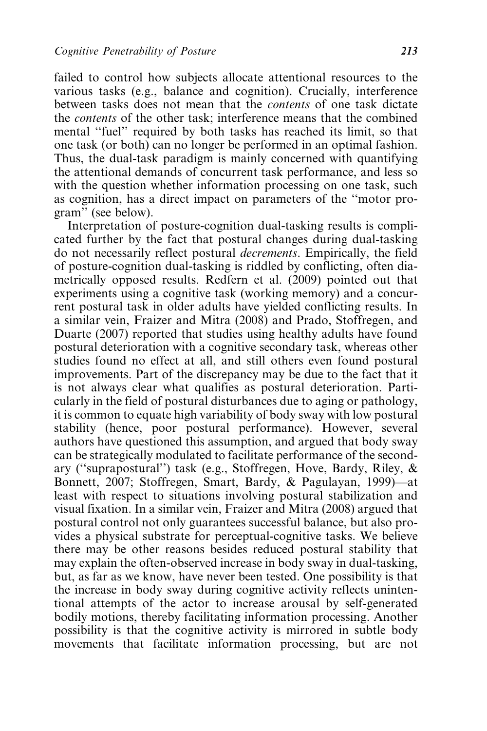failed to control how subjects allocate attentional resources to the various tasks (e.g., balance and cognition). Crucially, interference between tasks does not mean that the *contents* of one task dictate the *contents* of the other task; interference means that the combined mental ''fuel'' required by both tasks has reached its limit, so that one task (or both) can no longer be performed in an optimal fashion. Thus, the dual-task paradigm is mainly concerned with quantifying the attentional demands of concurrent task performance, and less so with the question whether information processing on one task, such as cognition, has a direct impact on parameters of the ''motor program'' (see below).

Interpretation of posture-cognition dual-tasking results is complicated further by the fact that postural changes during dual-tasking do not necessarily reflect postural *decrements*. Empirically, the field of posture-cognition dual-tasking is riddled by conflicting, often diametrically opposed results. Redfern et al. (2009) pointed out that experiments using a cognitive task (working memory) and a concurrent postural task in older adults have yielded conflicting results. In a similar vein, Fraizer and Mitra (2008) and Prado, Stoffregen, and Duarte (2007) reported that studies using healthy adults have found postural deterioration with a cognitive secondary task, whereas other studies found no effect at all, and still others even found postural improvements. Part of the discrepancy may be due to the fact that it is not always clear what qualifies as postural deterioration. Particularly in the field of postural disturbances due to aging or pathology, it is common to equate high variability of body sway with low postural stability (hence, poor postural performance). However, several authors have questioned this assumption, and argued that body sway can be strategically modulated to facilitate performance of the secondary (''suprapostural'') task (e.g., Stoffregen, Hove, Bardy, Riley, & Bonnett, 2007; Stoffregen, Smart, Bardy, & Pagulayan, 1999)—at least with respect to situations involving postural stabilization and visual fixation. In a similar vein, Fraizer and Mitra (2008) argued that postural control not only guarantees successful balance, but also provides a physical substrate for perceptual-cognitive tasks. We believe there may be other reasons besides reduced postural stability that may explain the often-observed increase in body sway in dual-tasking, but, as far as we know, have never been tested. One possibility is that the increase in body sway during cognitive activity reflects unintentional attempts of the actor to increase arousal by self-generated bodily motions, thereby facilitating information processing. Another possibility is that the cognitive activity is mirrored in subtle body movements that facilitate information processing, but are not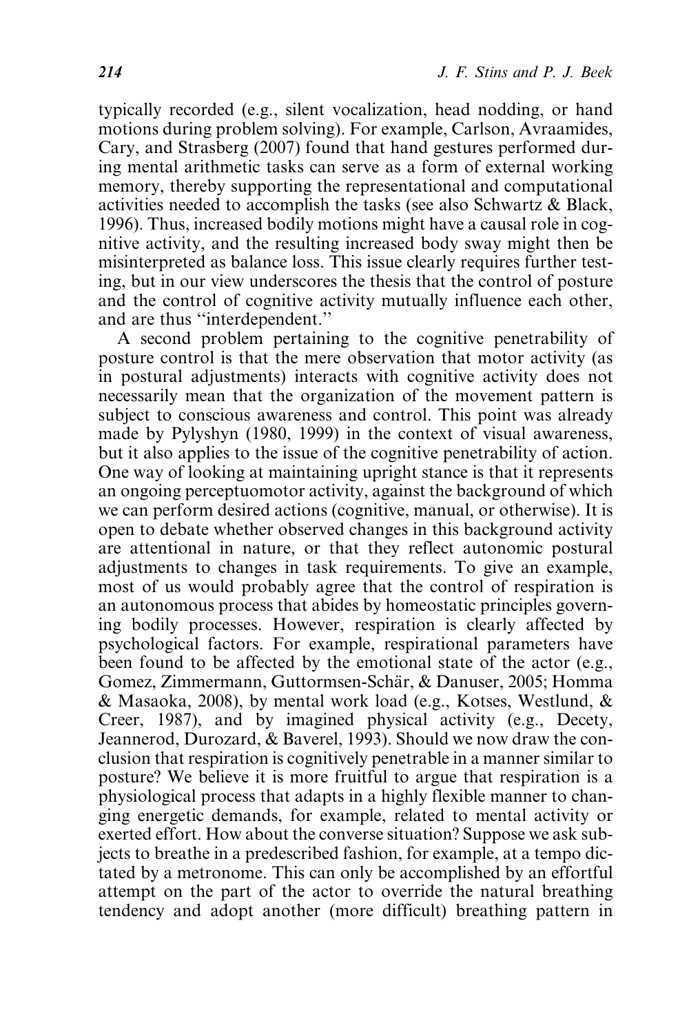typically recorded (e.g., silent vocalization, head nodding, or hand motions during problem solving). For example, Carlson, Avraamides, Cary, and Strasberg (2007) found that hand gestures performed during mental arithmetic tasks can serve as a form of external working memory, thereby supporting the representational and computational activities needed to accomplish the tasks (see also Schwartz & Black, 1996). Thus, increased bodily motions might have a causal role in cognitive activity, and the resulting increased body sway might then be misinterpreted as balance loss. This issue clearly requires further testing, but in our view underscores the thesis that the control of posture and the control of cognitive activity mutually influence each other, and are thus "interdependent."

A second problem pertaining to the cognitive penetrability of posture control is that the mere observation that motor activity (as in postural adjustments) interacts with cognitive activity does not necessarily mean that the organization of the movement pattern is subject to conscious awareness and control. This point was already made by Pylyshyn (1980, 1999) in the context of visual awareness, but it also applies to the issue of the cognitive penetrability of action. One way of looking at maintaining upright stance is that it represents an ongoing perceptuomotor activity, against the background of which we can perform desired actions (cognitive, manual, or otherwise). It is open to debate whether observed changes in this background activity are attentional in nature, or that they reflect autonomic postural adjustments to changes in task requirements. To give an example, most of us would probably agree that the control of respiration is an autonomous process that abides by homeostatic principles governing bodily processes. However, respiration is clearly affected by psychological factors. For example, respirational parameters have been found to be affected by the emotional state of the actor (e.g., Gomez, Zimmermann, Guttormsen-Schär, & Danuser, 2005; Homma & Masaoka, 2008), by mental work load (e.g., Kotses, Westlund, & Creer, 1987), and by imagined physical activity (e.g., Decety, Jeannerod, Durozard, & Baverel, 1993). Should we now draw the conclusion that respiration is cognitively penetrable in a manner similar to posture? We believe it is more fruitful to argue that respiration is a physiological process that adapts in a highly flexible manner to changing energetic demands, for example, related to mental activity or exerted effort. How about the converse situation? Suppose we ask subjects to breathe in a predescribed fashion, for example, at a tempo dictated by a metronome. This can only be accomplished by an effortful attempt on the part of the actor to override the natural breathing tendency and adopt another (more difficult) breathing pattern in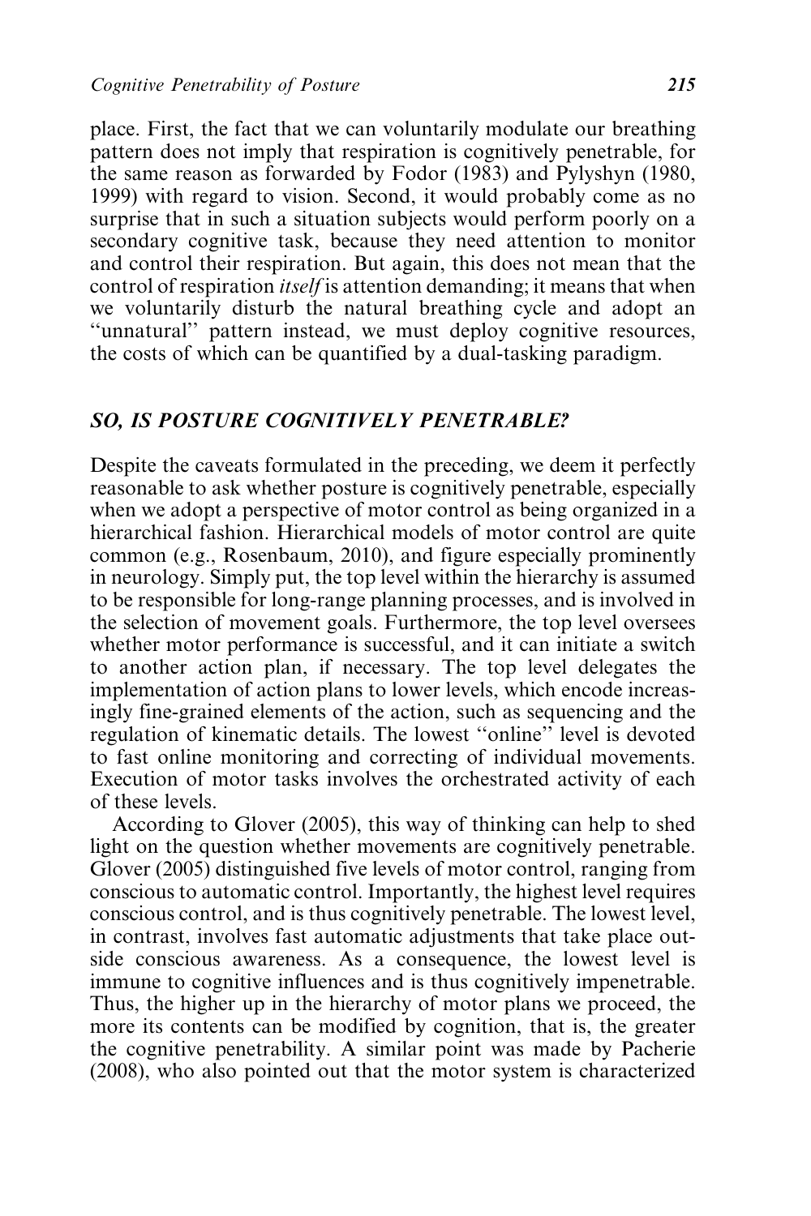place. First, the fact that we can voluntarily modulate our breathing pattern does not imply that respiration is cognitively penetrable, for the same reason as forwarded by Fodor (1983) and Pylyshyn (1980, 1999) with regard to vision. Second, it would probably come as no surprise that in such a situation subjects would perform poorly on a secondary cognitive task, because they need attention to monitor and control their respiration. But again, this does not mean that the control of respiration *itself* is attention demanding; it means that when we voluntarily disturb the natural breathing cycle and adopt an "unnatural" pattern instead, we must deploy cognitive resources, the costs of which can be quantified by a dual-tasking paradigm.

## *SO, IS POSTURE COGNITIVELY PENETRABLE?*

Despite the caveats formulated in the preceding, we deem it perfectly reasonable to ask whether posture is cognitively penetrable, especially when we adopt a perspective of motor control as being organized in a hierarchical fashion. Hierarchical models of motor control are quite common (e.g., Rosenbaum, 2010), and figure especially prominently in neurology. Simply put, the top level within the hierarchy is assumed to be responsible for long-range planning processes, and is involved in the selection of movement goals. Furthermore, the top level oversees whether motor performance is successful, and it can initiate a switch to another action plan, if necessary. The top level delegates the implementation of action plans to lower levels, which encode increasingly fine-grained elements of the action, such as sequencing and the regulation of kinematic details. The lowest "online" level is devoted to fast online monitoring and correcting of individual movements. Execution of motor tasks involves the orchestrated activity of each of these levels.

According to Glover (2005), this way of thinking can help to shed light on the question whether movements are cognitively penetrable. Glover (2005) distinguished five levels of motor control, ranging from conscious to automatic control. Importantly, the highest level requires conscious control, and is thus cognitively penetrable. The lowest level, in contrast, involves fast automatic adjustments that take place outside conscious awareness. As a consequence, the lowest level is immune to cognitive influences and is thus cognitively impenetrable. Thus, the higher up in the hierarchy of motor plans we proceed, the more its contents can be modified by cognition, that is, the greater the cognitive penetrability. A similar point was made by Pacherie (2008), who also pointed out that the motor system is characterized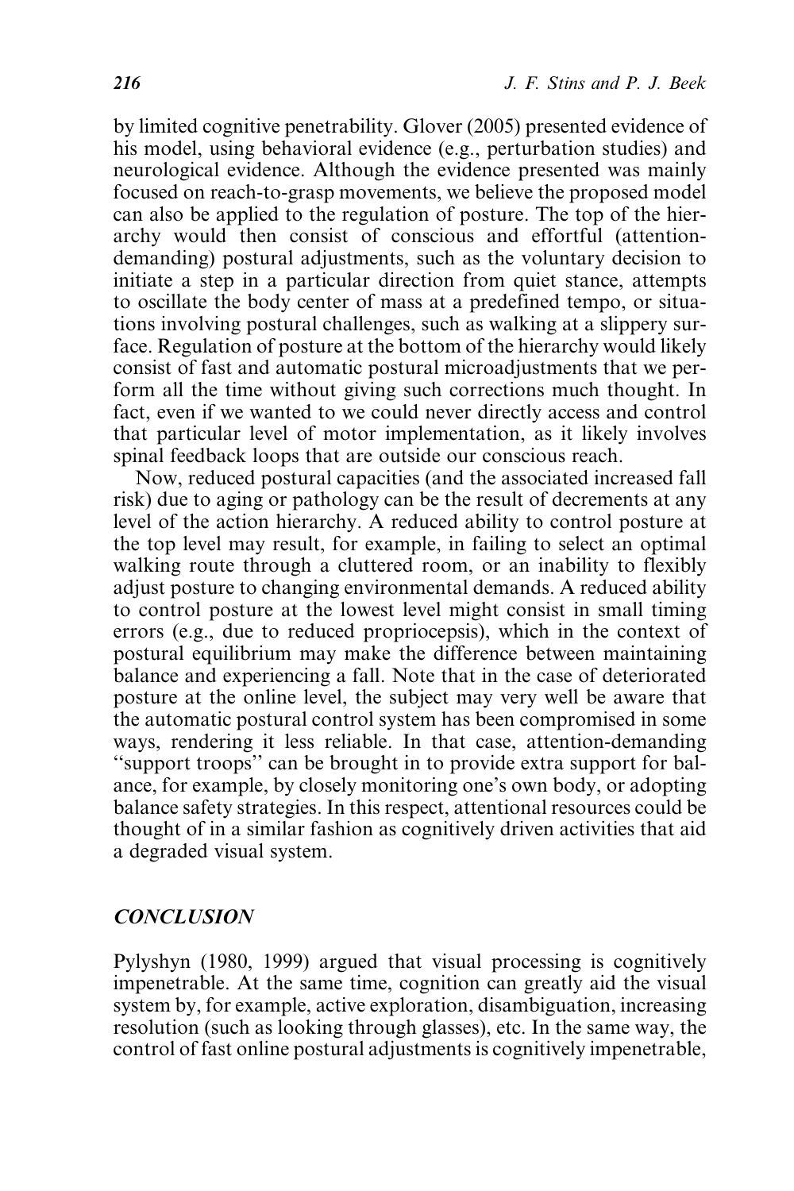by limited cognitive penetrability. Glover (2005) presented evidence of his model, using behavioral evidence (e.g., perturbation studies) and neurological evidence. Although the evidence presented was mainly focused on reach-to-grasp movements, we believe the proposed model can also be applied to the regulation of posture. The top of the hierarchy would then consist of conscious and effortful (attention-demanding) postural adjustments, such as the voluntary decision to initiate a step in a particular direction from quiet stance, attempts to oscillate the body center of mass at a predefined tempo, or situations involving postural challenges, such as walking at a slippery surface. Regulation of posture at the bottom of the hierarchy would likely consist of fast and automatic postural microadjustments that we perform all the time without giving such corrections much thought. In fact, even if we wanted to we could never directly access and control that particular level of motor implementation, as it likely involves spinal feedback loops that are outside our conscious reach.

Now, reduced postural capacities (and the associated increased fall risk) due to aging or pathology can be the result of decrements at any level of the action hierarchy. A reduced ability to control posture at the top level may result, for example, in failing to select an optimal walking route through a cluttered room, or an inability to flexibly adjust posture to changing environmental demands. A reduced ability to control posture at the lowest level might consist in small timing errors (e.g., due to reduced propriocepsis), which in the context of postural equilibrium may make the difference between maintaining balance and experiencing a fall. Note that in the case of deteriorated posture at the online level, the subject may very well be aware that the automatic postural control system has been compromised in some ways, rendering it less reliable. In that case, attention-demanding "support troops" can be brought in to provide extra support for balance, for example, by closely monitoring one's own body, or adopting balance safety strategies. In this respect, attentional resources could be thought of in a similar fashion as cognitively driven activities that aid a degraded visual system.

## *CONCLUSION*

Pylyshyn (1980, 1999) argued that visual processing is cognitively impenetrable. At the same time, cognition can greatly aid the visual system by, for example, active exploration, disambiguation, increasing resolution (such as looking through glasses), etc. In the same way, the control of fast online postural adjustments is cognitively impenetrable,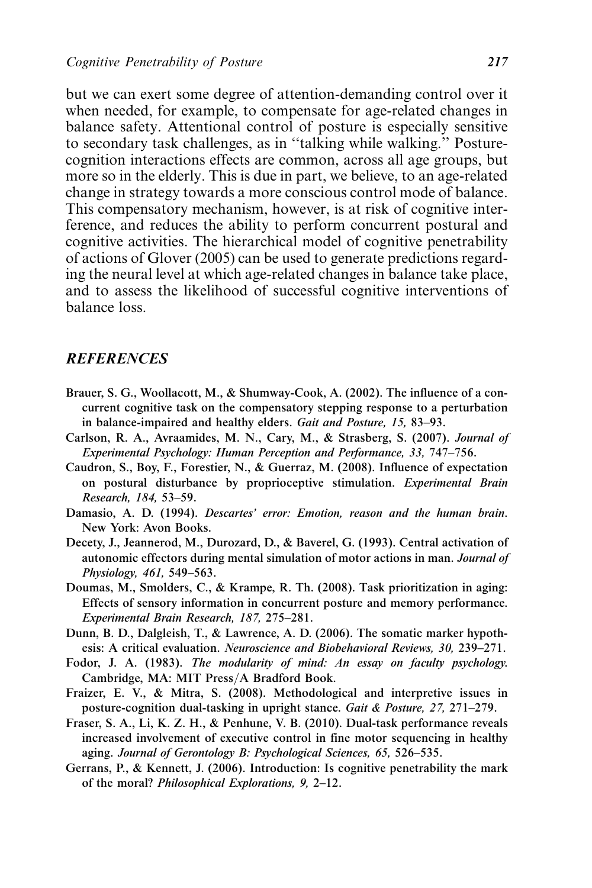but we can exert some degree of attention-demanding control over it when needed, for example, to compensate for age-related changes in balance safety. Attentional control of posture is especially sensitive to secondary task challenges, as in "talking while walking." Posture-cognition interactions effects are common, across all age groups, but more so in the elderly. This is due in part, we believe, to an age-related change in strategy towards a more conscious control mode of balance. This compensatory mechanism, however, is at risk of cognitive interference, and reduces the ability to perform concurrent postural and cognitive activities. The hierarchical model of cognitive penetrability of actions of Glover (2005) can be used to generate predictions regarding the neural level at which age-related changes in balance take place, and to assess the likelihood of successful cognitive interventions of balance loss.

## *REFERENCES*

Brauer, S. G., Woollacott, M., & Shumway-Cook, A. (2002). The influence of a concurrent cognitive task on the compensatory stepping response to a perturbation in balance-impaired and healthy elders. *Gait and Posture, 15,* 83–93.

Carlson, R. A., Avraamides, M. N., Cary, M., & Strasberg, S. (2007). *Journal of Experimental Psychology: Human Perception and Performance, 33,* 747–756.

Caudron, S., Boy, F., Forestier, N., & Guerraz, M. (2008). Influence of expectation on postural disturbance by proprioceptive stimulation. *Experimental Brain Research, 184,* 53–59.

Damasio, A. D. (1994). *Descartes' error: Emotion, reason and the human brain*. New York: Avon Books.

Decety, J., Jeannerod, M., Durozard, D., & Baverel, G. (1993). Central activation of autonomic effectors during mental simulation of motor actions in man. *Journal of Physiology, 461,* 549–563.

Doumas, M., Smolders, C., & Krampe, R. Th. (2008). Task prioritization in aging: Effects of sensory information in concurrent posture and memory performance. *Experimental Brain Research, 187,* 275–281.

Dunn, B. D., Dalgleish, T., & Lawrence, A. D. (2006). The somatic marker hypothesis: A critical evaluation. *Neuroscience and Biobehavioral Reviews, 30,* 239–271.

Fodor, J. A. (1983). *The modularity of mind: An essay on faculty psychology.* Cambridge, MA: MIT Press/A Bradford Book.

Fraizer, E. V., & Mitra, S. (2008). Methodological and interpretive issues in posture-cognition dual-tasking in upright stance. *Gait & Posture, 27,* 271–279.

Fraser, S. A., Li, K. Z. H., & Penhune, V. B. (2010). Dual-task performance reveals increased involvement of executive control in fine motor sequencing in healthy aging. *Journal of Gerontology B: Psychological Sciences, 65,* 526–535.

Gerrans, P., & Kennett, J. (2006). Introduction: Is cognitive penetrability the mark of the moral? *Philosophical Explorations, 9,* 2–12.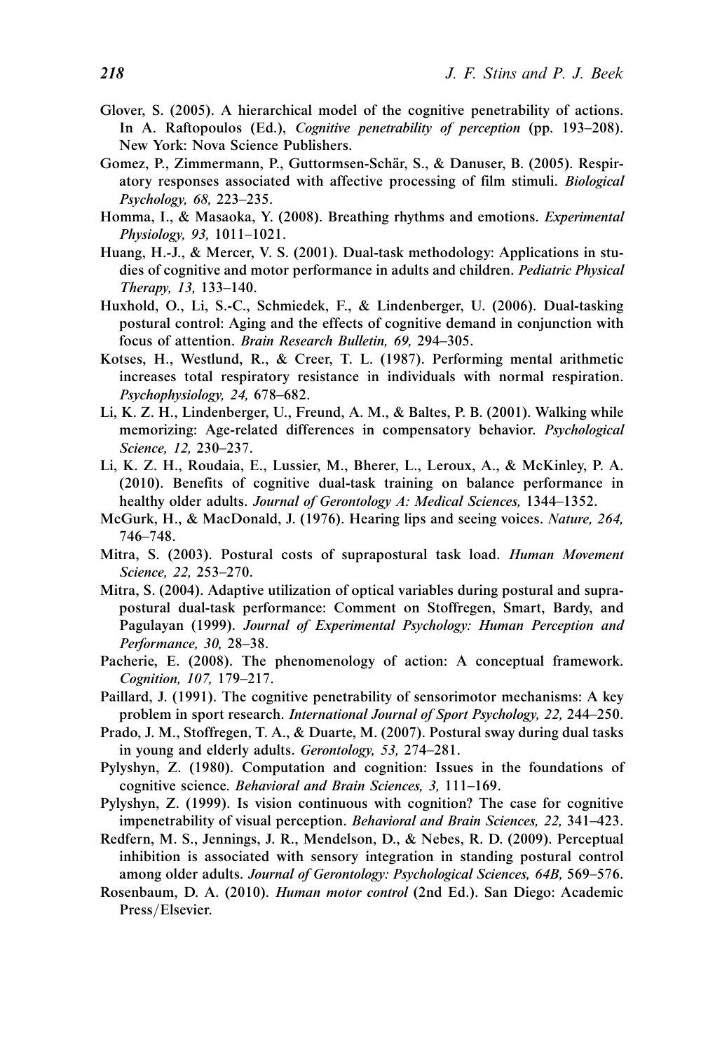Glover, S. (2005). A hierarchical model of the cognitive penetrability of actions. In A. Raftopoulos (Ed.), *Cognitive penetrability of perception* (pp. 193–208). New York: Nova Science Publishers.

Gomez, P., Zimmermann, P., Guttormsen-Schär, S., & Danuser, B. (2005). Respiratory responses associated with affective processing of film stimuli. *Biological Psychology, 68,* 223–235.

Homma, I., & Masaoka, Y. (2008). Breathing rhythms and emotions. *Experimental Physiology, 93,* 1011–1021.

Huang, H.-J., & Mercer, V. S. (2001). Dual-task methodology: Applications in studies of cognitive and motor performance in adults and children. *Pediatric Physical Therapy, 13,* 133–140.

Huxhold, O., Li, S.-C., Schmiedek, F., & Lindenberger, U. (2006). Dual-tasking postural control: Aging and the effects of cognitive demand in conjunction with focus of attention. *Brain Research Bulletin, 69,* 294–305.

Kotses, H., Westlund, R., & Creer, T. L. (1987). Performing mental arithmetic increases total respiratory resistance in individuals with normal respiration. *Psychophysiology, 24,* 678–682.

Li, K. Z. H., Lindenberger, U., Freund, A. M., & Baltes, P. B. (2001). Walking while memorizing: Age-related differences in compensatory behavior. *Psychological Science, 12,* 230–237.

Li, K. Z. H., Roudaia, E., Lussier, M., Bherer, L., Leroux, A., & McKinley, P. A. (2010). Benefits of cognitive dual-task training on balance performance in healthy older adults. *Journal of Gerontology A: Medical Sciences,* 1344–1352.

McGurk, H., & MacDonald, J. (1976). Hearing lips and seeing voices. *Nature, 264,* 746–748.

Mitra, S. (2003). Postural costs of suprapostural task load. *Human Movement Science, 22,* 253–270.

Mitra, S. (2004). Adaptive utilization of optical variables during postural and suprapostural dual-task performance: Comment on Stoffregen, Smart, Bardy, and Pagulayan (1999). *Journal of Experimental Psychology: Human Perception and Performance, 30,* 28–38.

Pacherie, E. (2008). The phenomenology of action: A conceptual framework. *Cognition, 107,* 179–217.

Paillard, J. (1991). The cognitive penetrability of sensorimotor mechanisms: A key problem in sport research. *International Journal of Sport Psychology, 22,* 244–250.

Prado, J. M., Stoffregen, T. A., & Duarte, M. (2007). Postural sway during dual tasks in young and elderly adults. *Gerontology, 53,* 274–281.

Pylyshyn, Z. (1980). Computation and cognition: Issues in the foundations of cognitive science. *Behavioral and Brain Sciences, 3,* 111–169.

Pylyshyn, Z. (1999). Is vision continuous with cognition? The case for cognitive impenetrability of visual perception. *Behavioral and Brain Sciences, 22,* 341–423.

Redfern, M. S., Jennings, J. R., Mendelson, D., & Nebes, R. D. (2009). Perceptual inhibition is associated with sensory integration in standing postural control among older adults. *Journal of Gerontology: Psychological Sciences, 64B,* 569–576.

Rosenbaum, D. A. (2010). *Human motor control* (2nd Ed.). San Diego: Academic Press/Elsevier.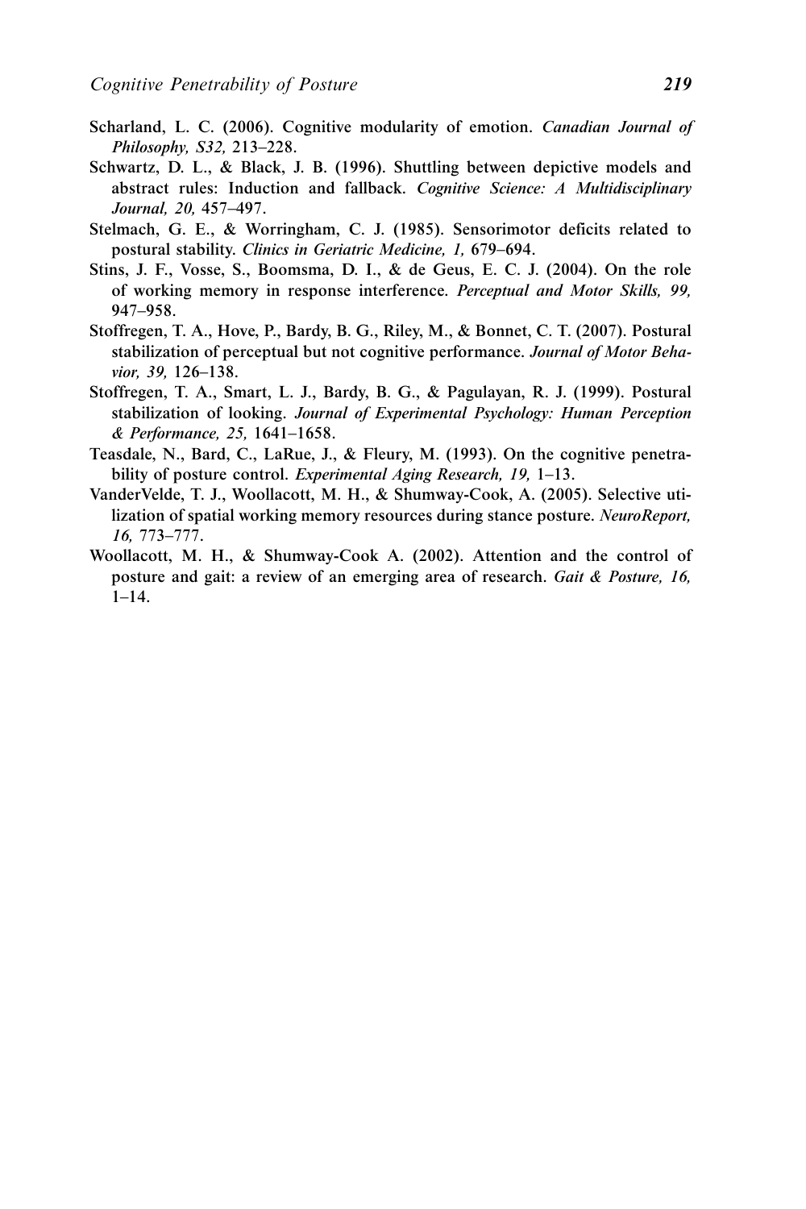Scharland, L. C. (2006). Cognitive modularity of emotion. *Canadian Journal of Philosophy, S32,* 213–228.

Schwartz, D. L., & Black, J. B. (1996). Shuttling between depictive models and abstract rules: Induction and fallback. *Cognitive Science: A Multidisciplinary Journal, 20,* 457–497.

Stelmach, G. E., & Worringham, C. J. (1985). Sensorimotor deficits related to postural stability. *Clinics in Geriatric Medicine, 1,* 679–694.

Stins, J. F., Vosse, S., Boomsma, D. I., & de Geus, E. C. J. (2004). On the role of working memory in response interference. *Perceptual and Motor Skills, 99,* 947–958.

Stoffregen, T. A., Hove, P., Bardy, B. G., Riley, M., & Bonnet, C. T. (2007). Postural stabilization of perceptual but not cognitive performance. *Journal of Motor Behavior, 39,* 126–138.

Stoffregen, T. A., Smart, L. J., Bardy, B. G., & Pagulayan, R. J. (1999). Postural stabilization of looking. *Journal of Experimental Psychology: Human Perception & Performance, 25,* 1641–1658.

Teasdale, N., Bard, C., LaRue, J., & Fleury, M. (1993). On the cognitive penetrability of posture control. *Experimental Aging Research, 19,* 1–13.

VanderVelde, T. J., Woollacott, M. H., & Shumway-Cook, A. (2005). Selective utilization of spatial working memory resources during stance posture. *NeuroReport, 16,* 773–777.

Woollacott, M. H., & Shumway-Cook A. (2002). Attention and the control of posture and gait: a review of an emerging area of research. *Gait & Posture, 16,* 1–14.